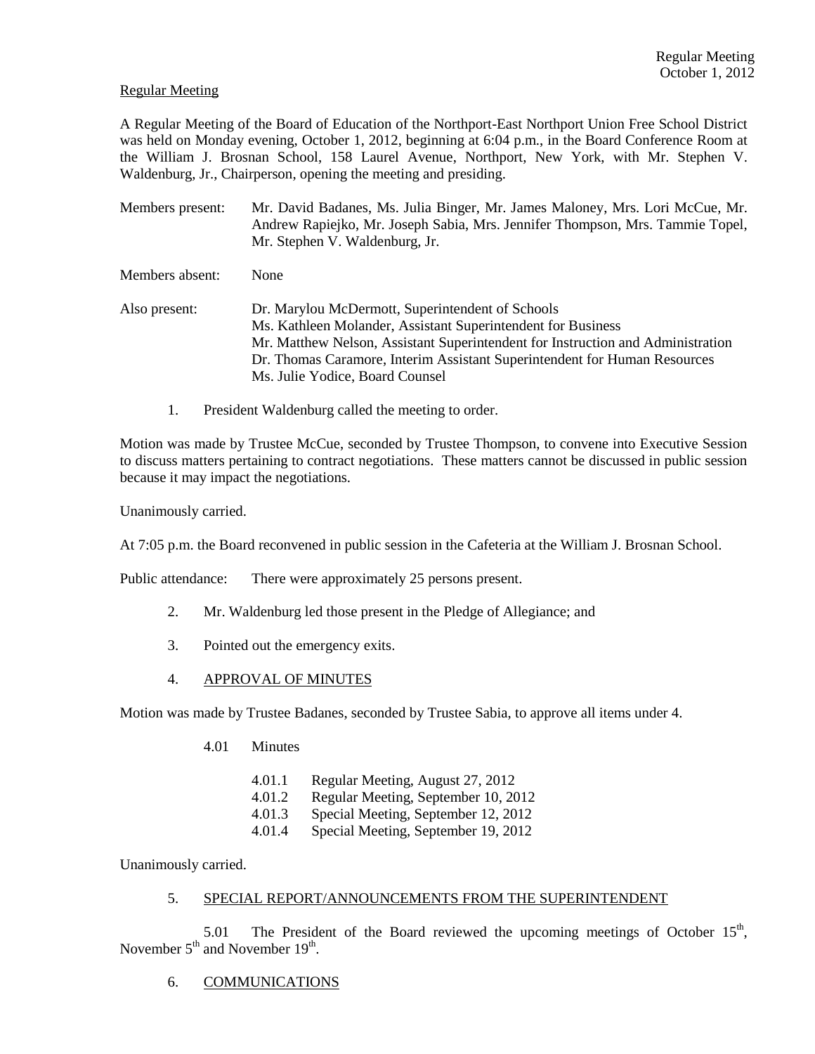Regular Meeting

A Regular Meeting of the Board of Education of the Northport-East Northport Union Free School District was held on Monday evening, October 1, 2012, beginning at 6:04 p.m., in the Board Conference Room at the William J. Brosnan School, 158 Laurel Avenue, Northport, New York, with Mr. Stephen V. Waldenburg, Jr., Chairperson, opening the meeting and presiding.

Members present: Mr. David Badanes, Ms. Julia Binger, Mr. James Maloney, Mrs. Lori McCue, Mr. Andrew Rapiejko, Mr. Joseph Sabia, Mrs. Jennifer Thompson, Mrs. Tammie Topel, Mr. Stephen V. Waldenburg, Jr.

Members absent: None

Also present: Dr. Marylou McDermott, Superintendent of Schools
Ms. Kathleen Molander, Assistant Superintendent for Business
Mr. Matthew Nelson, Assistant Superintendent for Instruction and Administration
Dr. Thomas Caramore, Interim Assistant Superintendent for Human Resources
Ms. Julie Yodice, Board Counsel

1. President Waldenburg called the meeting to order.

Motion was made by Trustee McCue, seconded by Trustee Thompson, to convene into Executive Session to discuss matters pertaining to contract negotiations. These matters cannot be discussed in public session because it may impact the negotiations.

Unanimously carried.

At 7:05 p.m. the Board reconvened in public session in the Cafeteria at the William J. Brosnan School.

Public attendance: There were approximately 25 persons present.

2. Mr. Waldenburg led those present in the Pledge of Allegiance; and

3. Pointed out the emergency exits.

4. APPROVAL OF MINUTES

Motion was made by Trustee Badanes, seconded by Trustee Sabia, to approve all items under 4.

4.01 Minutes

4.01.1 Regular Meeting, August 27, 2012
4.01.2 Regular Meeting, September 10, 2012
4.01.3 Special Meeting, September 12, 2012
4.01.4 Special Meeting, September 19, 2012

Unanimously carried.

5. SPECIAL REPORT/ANNOUNCEMENTS FROM THE SUPERINTENDENT

5.01 The President of the Board reviewed the upcoming meetings of October 15th, November 5th and November 19th.

6. COMMUNICATIONS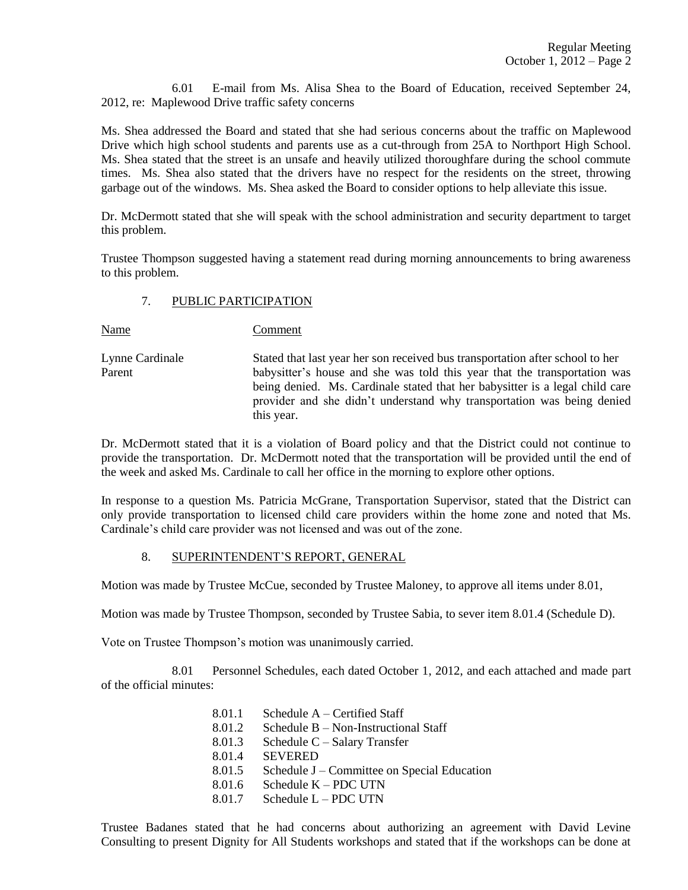6.01 E-mail from Ms. Alisa Shea to the Board of Education, received September 24, 2012, re: Maplewood Drive traffic safety concerns

Ms. Shea addressed the Board and stated that she had serious concerns about the traffic on Maplewood Drive which high school students and parents use as a cut-through from 25A to Northport High School. Ms. Shea stated that the street is an unsafe and heavily utilized thoroughfare during the school commute times. Ms. Shea also stated that the drivers have no respect for the residents on the street, throwing garbage out of the windows. Ms. Shea asked the Board to consider options to help alleviate this issue.

Dr. McDermott stated that she will speak with the school administration and security department to target this problem.

Trustee Thompson suggested having a statement read during morning announcements to bring awareness to this problem.

## 7. PUBLIC PARTICIPATION

| Name | Comment |
|---|---|
| Lynne Cardinale<br>Parent | Stated that last year her son received bus transportation after school to her babysitter's house and she was told this year that the transportation was being denied. Ms. Cardinale stated that her babysitter is a legal child care provider and she didn't understand why transportation was being denied this year. |

Dr. McDermott stated that it is a violation of Board policy and that the District could not continue to provide the transportation. Dr. McDermott noted that the transportation will be provided until the end of the week and asked Ms. Cardinale to call her office in the morning to explore other options.

In response to a question Ms. Patricia McGrane, Transportation Supervisor, stated that the District can only provide transportation to licensed child care providers within the home zone and noted that Ms. Cardinale's child care provider was not licensed and was out of the zone.

## 8. SUPERINTENDENT'S REPORT, GENERAL

Motion was made by Trustee McCue, seconded by Trustee Maloney, to approve all items under 8.01,

Motion was made by Trustee Thompson, seconded by Trustee Sabia, to sever item 8.01.4 (Schedule D).

Vote on Trustee Thompson's motion was unanimously carried.

8.01 Personnel Schedules, each dated October 1, 2012, and each attached and made part of the official minutes:

- 8.01.1 Schedule A – Certified Staff
- 8.01.2 Schedule B – Non-Instructional Staff
- 8.01.3 Schedule C – Salary Transfer
- 8.01.4 SEVERED
- 8.01.5 Schedule J – Committee on Special Education
- 8.01.6 Schedule K – PDC UTN
- 8.01.7 Schedule L – PDC UTN

Trustee Badanes stated that he had concerns about authorizing an agreement with David Levine Consulting to present Dignity for All Students workshops and stated that if the workshops can be done at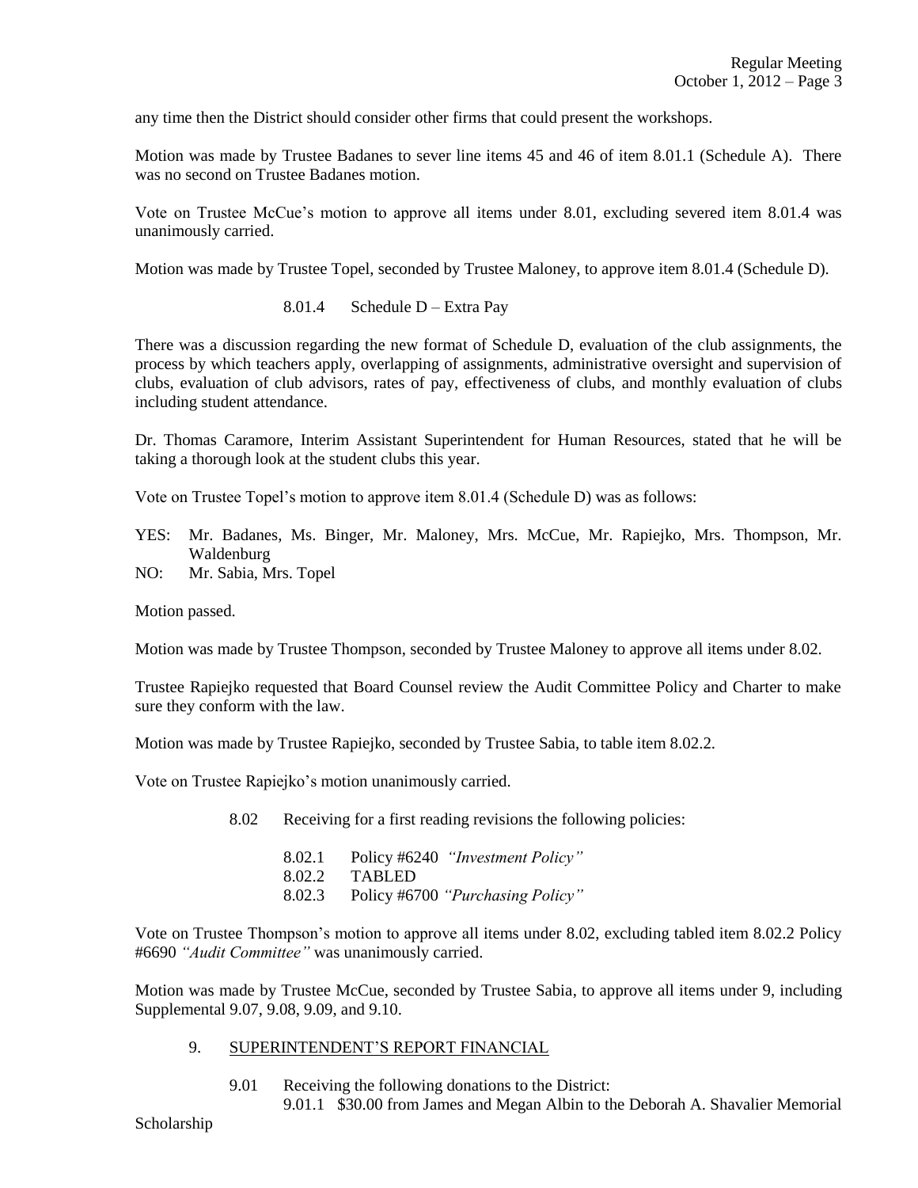any time then the District should consider other firms that could present the workshops.

Motion was made by Trustee Badanes to sever line items 45 and 46 of item 8.01.1 (Schedule A). There was no second on Trustee Badanes motion.

Vote on Trustee McCue's motion to approve all items under 8.01, excluding severed item 8.01.4 was unanimously carried.

Motion was made by Trustee Topel, seconded by Trustee Maloney, to approve item 8.01.4 (Schedule D).

8.01.4 Schedule D – Extra Pay

There was a discussion regarding the new format of Schedule D, evaluation of the club assignments, the process by which teachers apply, overlapping of assignments, administrative oversight and supervision of clubs, evaluation of club advisors, rates of pay, effectiveness of clubs, and monthly evaluation of clubs including student attendance.

Dr. Thomas Caramore, Interim Assistant Superintendent for Human Resources, stated that he will be taking a thorough look at the student clubs this year.

Vote on Trustee Topel's motion to approve item 8.01.4 (Schedule D) was as follows:

YES: Mr. Badanes, Ms. Binger, Mr. Maloney, Mrs. McCue, Mr. Rapiejko, Mrs. Thompson, Mr. Waldenburg
NO: Mr. Sabia, Mrs. Topel

Motion passed.

Motion was made by Trustee Thompson, seconded by Trustee Maloney to approve all items under 8.02.

Trustee Rapiejko requested that Board Counsel review the Audit Committee Policy and Charter to make sure they conform with the law.

Motion was made by Trustee Rapiejko, seconded by Trustee Sabia, to table item 8.02.2.

Vote on Trustee Rapiejko's motion unanimously carried.

8.02 Receiving for a first reading revisions the following policies:

8.02.1 Policy #6240 *"Investment Policy"*
8.02.2 TABLED
8.02.3 Policy #6700 *"Purchasing Policy"*

Vote on Trustee Thompson's motion to approve all items under 8.02, excluding tabled item 8.02.2 Policy #6690 *"Audit Committee"* was unanimously carried.

Motion was made by Trustee McCue, seconded by Trustee Sabia, to approve all items under 9, including Supplemental 9.07, 9.08, 9.09, and 9.10.

9. <u>SUPERINTENDENT'S REPORT FINANCIAL</u>

9.01 Receiving the following donations to the District:
9.01.1 $30.00 from James and Megan Albin to the Deborah A. Shavalier Memorial Scholarship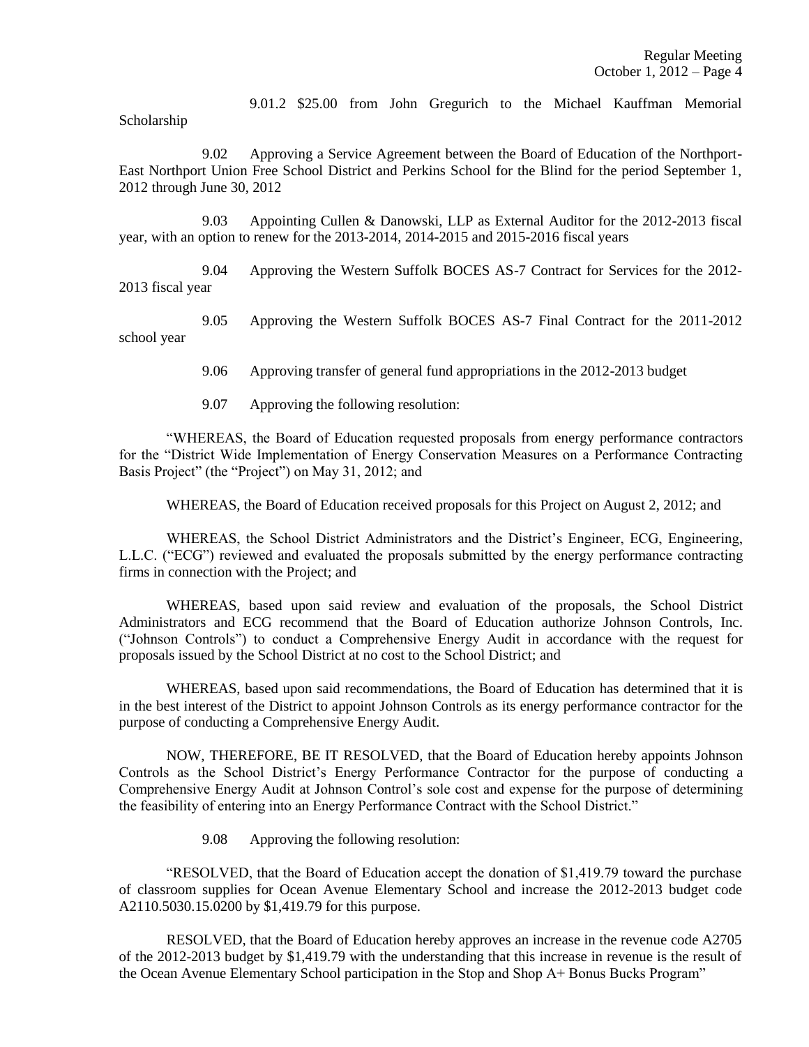9.01.2 $25.00 from John Gregurich to the Michael Kauffman Memorial Scholarship

9.02 Approving a Service Agreement between the Board of Education of the Northport-East Northport Union Free School District and Perkins School for the Blind for the period September 1, 2012 through June 30, 2012

9.03 Appointing Cullen & Danowski, LLP as External Auditor for the 2012-2013 fiscal year, with an option to renew for the 2013-2014, 2014-2015 and 2015-2016 fiscal years

9.04 Approving the Western Suffolk BOCES AS-7 Contract for Services for the 2012-2013 fiscal year

9.05 Approving the Western Suffolk BOCES AS-7 Final Contract for the 2011-2012 school year

9.06 Approving transfer of general fund appropriations in the 2012-2013 budget

9.07 Approving the following resolution:

"WHEREAS, the Board of Education requested proposals from energy performance contractors for the "District Wide Implementation of Energy Conservation Measures on a Performance Contracting Basis Project" (the "Project") on May 31, 2012; and

WHEREAS, the Board of Education received proposals for this Project on August 2, 2012; and

WHEREAS, the School District Administrators and the District's Engineer, ECG, Engineering, L.L.C. ("ECG") reviewed and evaluated the proposals submitted by the energy performance contracting firms in connection with the Project; and

WHEREAS, based upon said review and evaluation of the proposals, the School District Administrators and ECG recommend that the Board of Education authorize Johnson Controls, Inc. ("Johnson Controls") to conduct a Comprehensive Energy Audit in accordance with the request for proposals issued by the School District at no cost to the School District; and

WHEREAS, based upon said recommendations, the Board of Education has determined that it is in the best interest of the District to appoint Johnson Controls as its energy performance contractor for the purpose of conducting a Comprehensive Energy Audit.

NOW, THEREFORE, BE IT RESOLVED, that the Board of Education hereby appoints Johnson Controls as the School District's Energy Performance Contractor for the purpose of conducting a Comprehensive Energy Audit at Johnson Control's sole cost and expense for the purpose of determining the feasibility of entering into an Energy Performance Contract with the School District."

9.08 Approving the following resolution:

"RESOLVED, that the Board of Education accept the donation of $1,419.79 toward the purchase of classroom supplies for Ocean Avenue Elementary School and increase the 2012-2013 budget code A2110.5030.15.0200 by $1,419.79 for this purpose.

RESOLVED, that the Board of Education hereby approves an increase in the revenue code A2705 of the 2012-2013 budget by $1,419.79 with the understanding that this increase in revenue is the result of the Ocean Avenue Elementary School participation in the Stop and Shop A+ Bonus Bucks Program"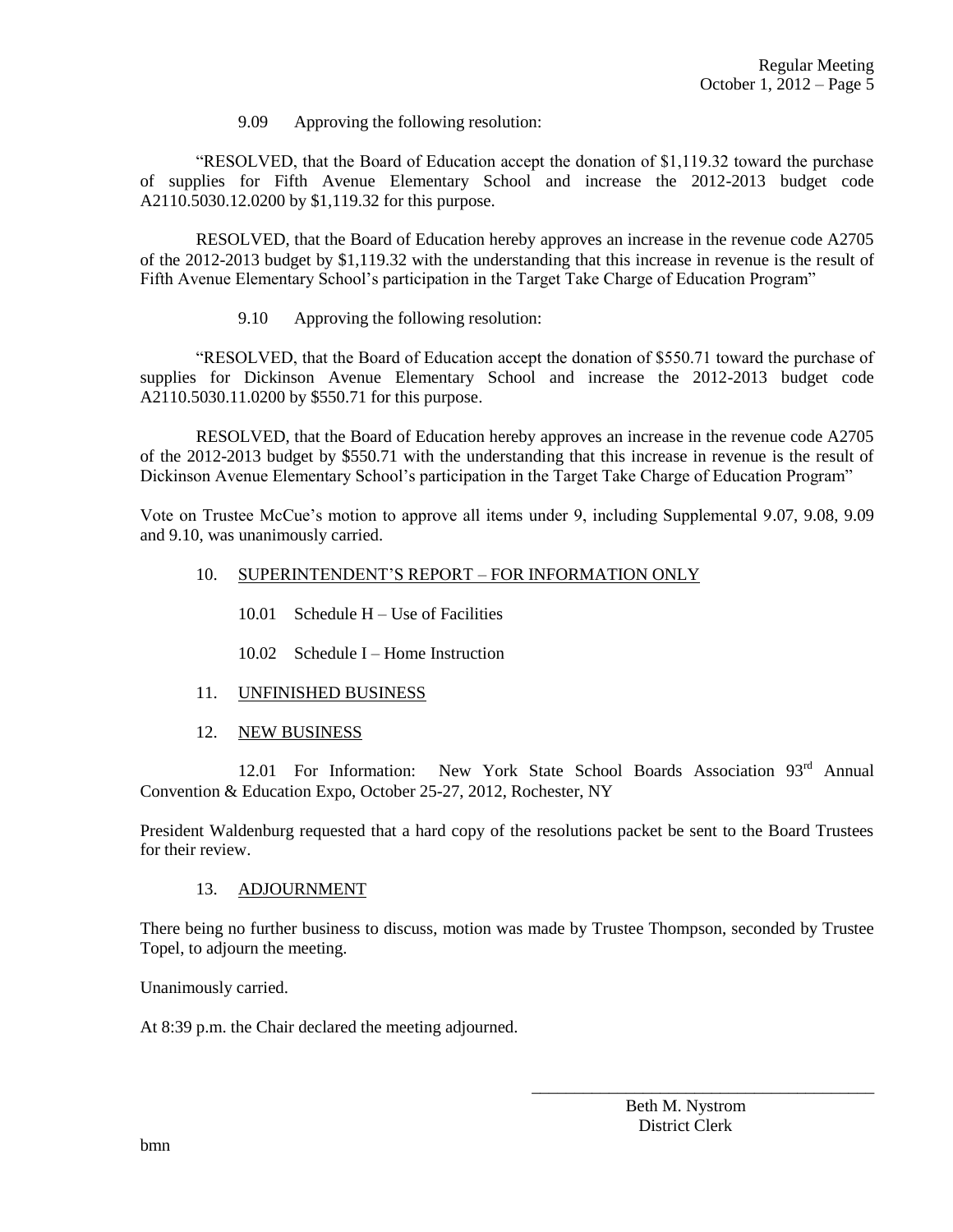9.09 Approving the following resolution:

"RESOLVED, that the Board of Education accept the donation of $1,119.32 toward the purchase of supplies for Fifth Avenue Elementary School and increase the 2012-2013 budget code A2110.5030.12.0200 by $1,119.32 for this purpose.

RESOLVED, that the Board of Education hereby approves an increase in the revenue code A2705 of the 2012-2013 budget by $1,119.32 with the understanding that this increase in revenue is the result of Fifth Avenue Elementary School's participation in the Target Take Charge of Education Program"

9.10 Approving the following resolution:

"RESOLVED, that the Board of Education accept the donation of $550.71 toward the purchase of supplies for Dickinson Avenue Elementary School and increase the 2012-2013 budget code A2110.5030.11.0200 by $550.71 for this purpose.

RESOLVED, that the Board of Education hereby approves an increase in the revenue code A2705 of the 2012-2013 budget by $550.71 with the understanding that this increase in revenue is the result of Dickinson Avenue Elementary School's participation in the Target Take Charge of Education Program"

Vote on Trustee McCue's motion to approve all items under 9, including Supplemental 9.07, 9.08, 9.09 and 9.10, was unanimously carried.

10. SUPERINTENDENT'S REPORT – FOR INFORMATION ONLY

10.01 Schedule H – Use of Facilities

10.02 Schedule I – Home Instruction

11. UNFINISHED BUSINESS

12. NEW BUSINESS

12.01 For Information: New York State School Boards Association 93rd Annual Convention & Education Expo, October 25-27, 2012, Rochester, NY

President Waldenburg requested that a hard copy of the resolutions packet be sent to the Board Trustees for their review.

13. ADJOURNMENT

There being no further business to discuss, motion was made by Trustee Thompson, seconded by Trustee Topel, to adjourn the meeting.

Unanimously carried.

At 8:39 p.m. the Chair declared the meeting adjourned.

\_\_\_\_\_\_\_\_\_\_\_\_\_\_\_\_\_\_\_\_\_\_\_\_\_\_\_\_\_\_\_\_\_\_\_\_\_\_\_\_

Beth M. Nystrom
District Clerk

bmn